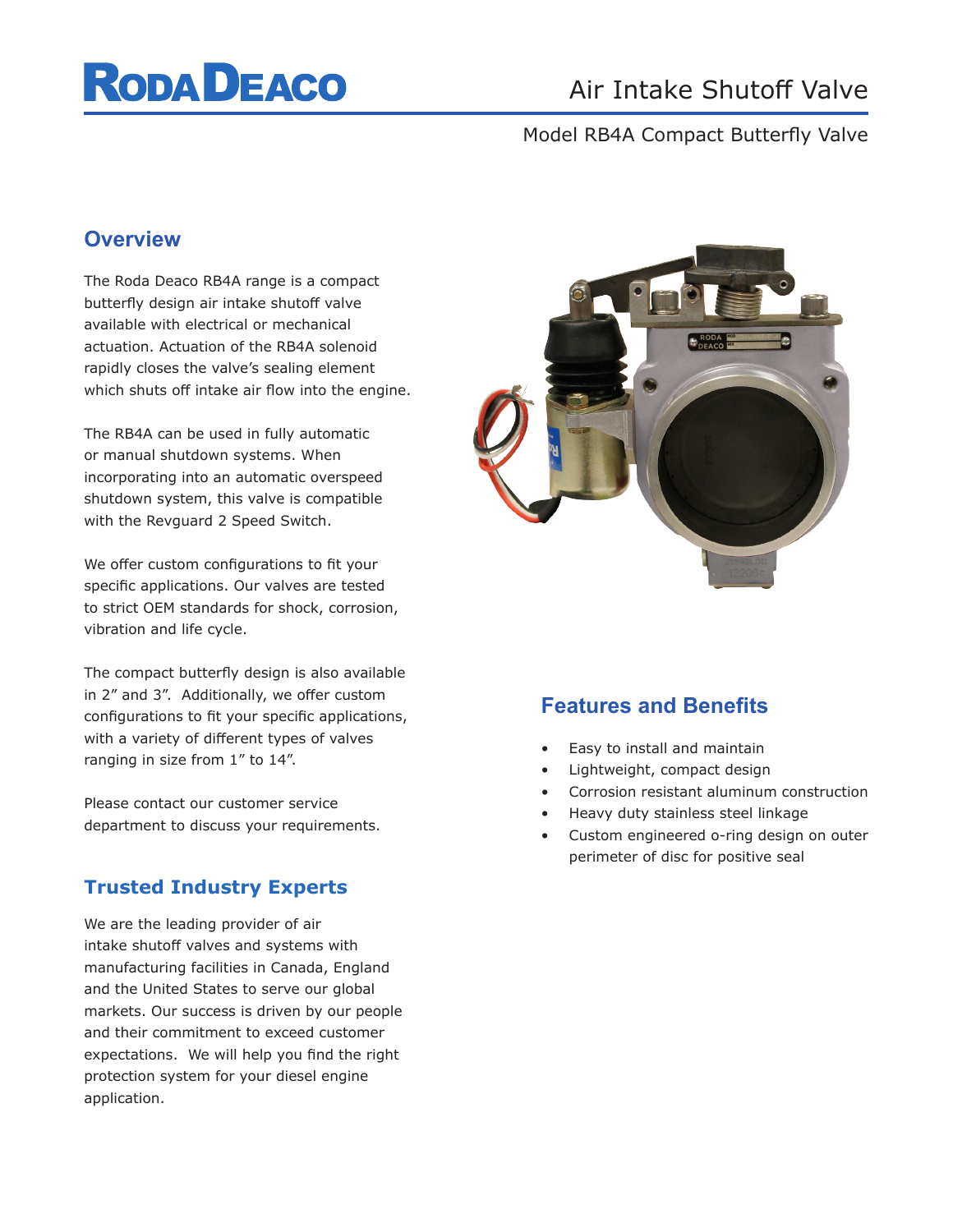# RODA DEACO

# Air Intake Shutoff Valve

Model RB4A Compact Butterfly Valve

## Overview

The Roda Deaco RB4A range is a compact butterfly design air intake shutoff valve available with electrical or mechanical actuation. Actuation of the RB4A solenoid rapidly closes the valve's sealing element which shuts off intake air flow into the engine.

The RB4A can be used in fully automatic or manual shutdown systems. When incorporating into an automatic overspeed shutdown system, this valve is compatible with the Revguard 2 Speed Switch.

We offer custom configurations to fit your specific applications. Our valves are tested to strict OEM standards for shock, corrosion, vibration and life cycle.

The compact butterfly design is also available in 2" and 3". Additionally, we offer custom configurations to fit your specific applications, with a variety of different types of valves ranging in size from 1" to 14".

Please contact our customer service department to discuss your requirements.

## Trusted Industry Experts

We are the leading provider of air intake shutoff valves and systems with manufacturing facilities in Canada, England and the United States to serve our global markets. Our success is driven by our people and their commitment to exceed customer expectations. We will help you find the right protection system for your diesel engine application.

## Features and Benefits

- Easy to install and maintain
- Lightweight, compact design
- Corrosion resistant aluminum construction
- Heavy duty stainless steel linkage
- Custom engineered o-ring design on outer perimeter of disc for positive seal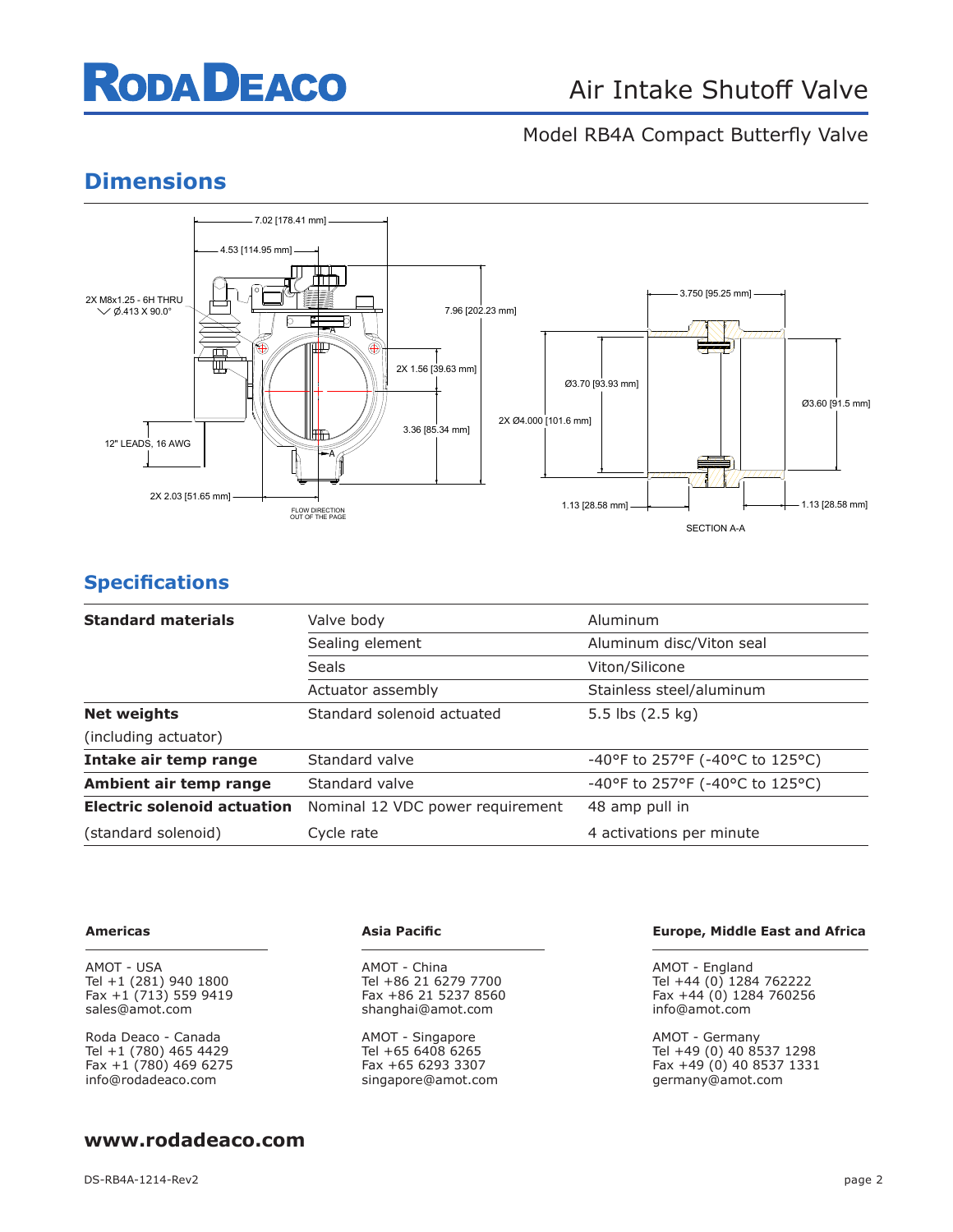# Air Intake Shutoff Valve

Model RB4A Compact Butterfly Valve

## Dimensions

7.02 [178.41 mm]
4.53 [114.95 mm]
2X M8x1.25 - 6H THRU
Ø.413 X 90.0°
7.96 [202.23 mm]
2X 1.56 [39.63 mm]
3.36 [85.34 mm]
12" LEADS, 16 AWG
2X 2.03 [51.65 mm]
FLOW DIRECTION OUT OF THE PAGE
3.750 [95.25 mm]
Ø3.70 [93.93 mm]
2X Ø4.000 [101.6 mm]
Ø3.60 [91.5 mm]
1.13 [28.58 mm]
1.13 [28.58 mm]
SECTION A-A

## Specifications

| | | |
|---|---|---|
| **Standard materials** | Valve body | Aluminum |
| | Sealing element | Aluminum disc/Viton seal |
| | Seals | Viton/Silicone |
| | Actuator assembly | Stainless steel/aluminum |
| **Net weights** (including actuator) | Standard solenoid actuated | 5.5 lbs (2.5 kg) |
| **Intake air temp range** | Standard valve | -40°F to 257°F (-40°C to 125°C) |
| **Ambient air temp range** | Standard valve | -40°F to 257°F (-40°C to 125°C) |
| **Electric solenoid actuation** | Nominal 12 VDC power requirement | 48 amp pull in |
| (standard solenoid) | Cycle rate | 4 activations per minute |

**Americas**

AMOT - USA
Tel +1 (281) 940 1800
Fax +1 (713) 559 9419
sales@amot.com

Roda Deaco - Canada
Tel +1 (780) 465 4429
Fax +1 (780) 469 6275
info@rodadeaco.com

**Asia Pacific**

AMOT - China
Tel +86 21 6279 7700
Fax +86 21 5237 8560
shanghai@amot.com

AMOT - Singapore
Tel +65 6408 6265
Fax +65 6293 3307
singapore@amot.com

**Europe, Middle East and Africa**

AMOT - England
Tel +44 (0) 1284 762222
Fax +44 (0) 1284 760256
info@amot.com

AMOT - Germany
Tel +49 (0) 40 8537 1298
Fax +49 (0) 40 8537 1331
germany@amot.com

**www.rodadeaco.com**

DS-RB4A-1214-Rev2